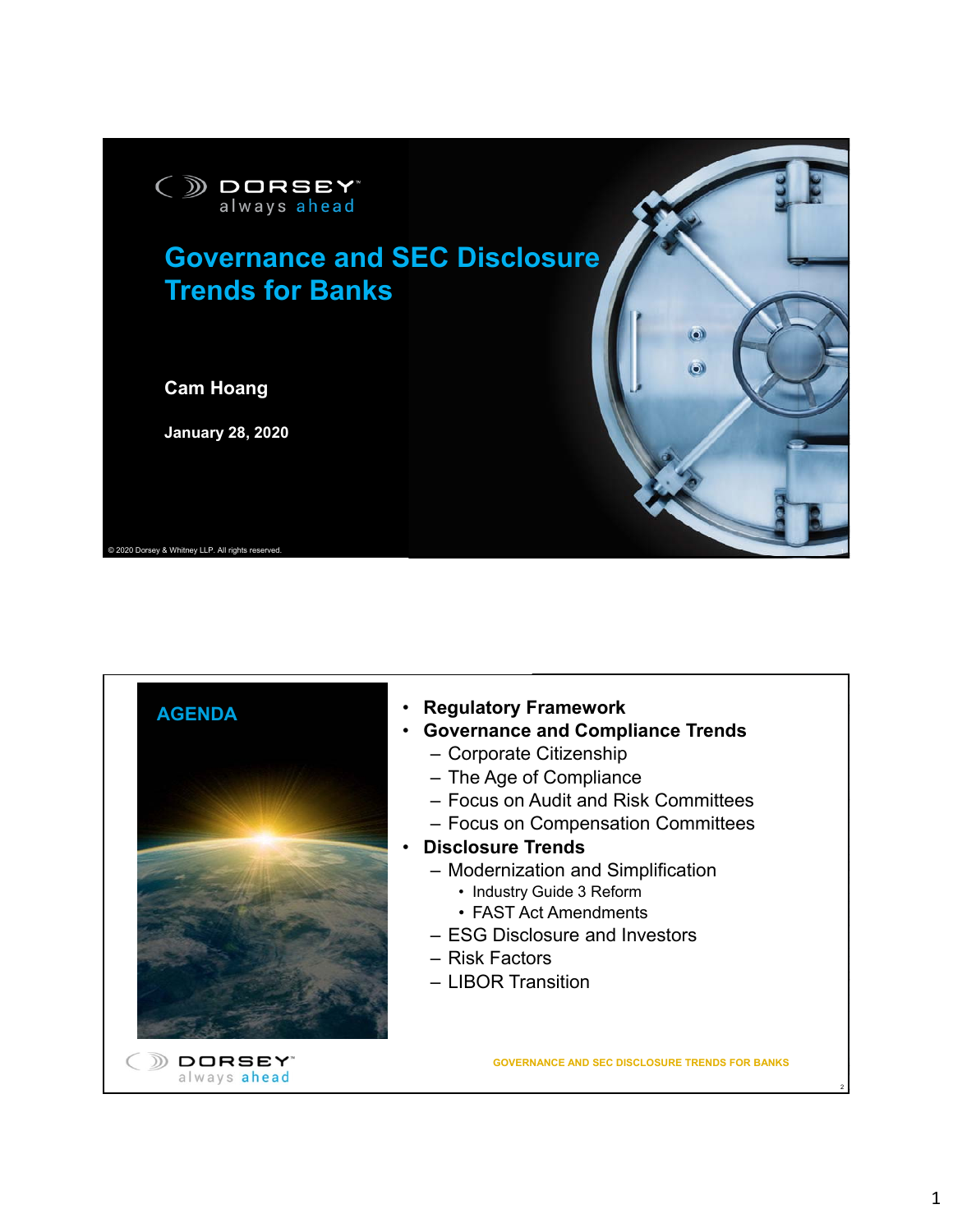# Governance and SEC Disclosure Trends for Banks

**Cam Hoang**

**January 28, 2020**

© 2020 Dorsey & Whitney LLP. All rights reserved.

## AGENDA

- **Regulatory Framework**
- **Governance and Compliance Trends**
  - Corporate Citizenship
  - The Age of Compliance
  - Focus on Audit and Risk Committees
  - Focus on Compensation Committees
- **Disclosure Trends**
  - Modernization and Simplification
    - Industry Guide 3 Reform
    - FAST Act Amendments
  - ESG Disclosure and Investors
  - Risk Factors
  - LIBOR Transition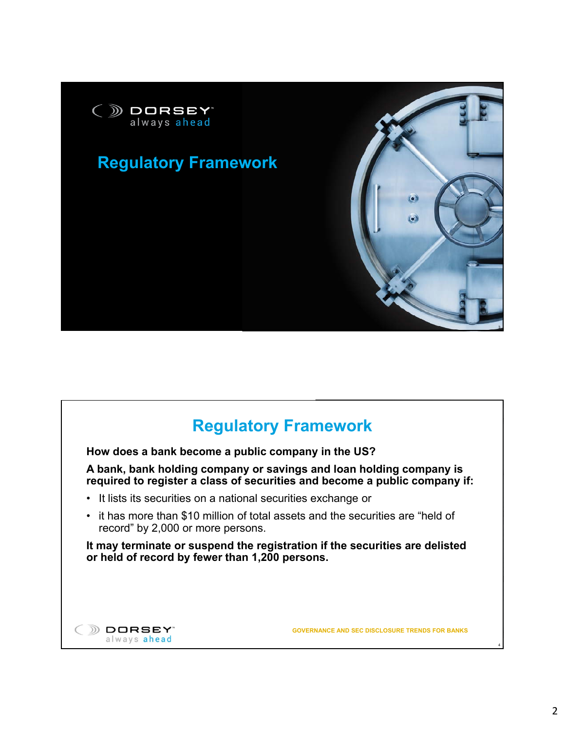# Regulatory Framework

## Regulatory Framework

**How does a bank become a public company in the US?**

**A bank, bank holding company or savings and loan holding company is required to register a class of securities and become a public company if:**

- It lists its securities on a national securities exchange or
- it has more than $10 million of total assets and the securities are "held of record" by 2,000 or more persons.

**It may terminate or suspend the registration if the securities are delisted or held of record by fewer than 1,200 persons.**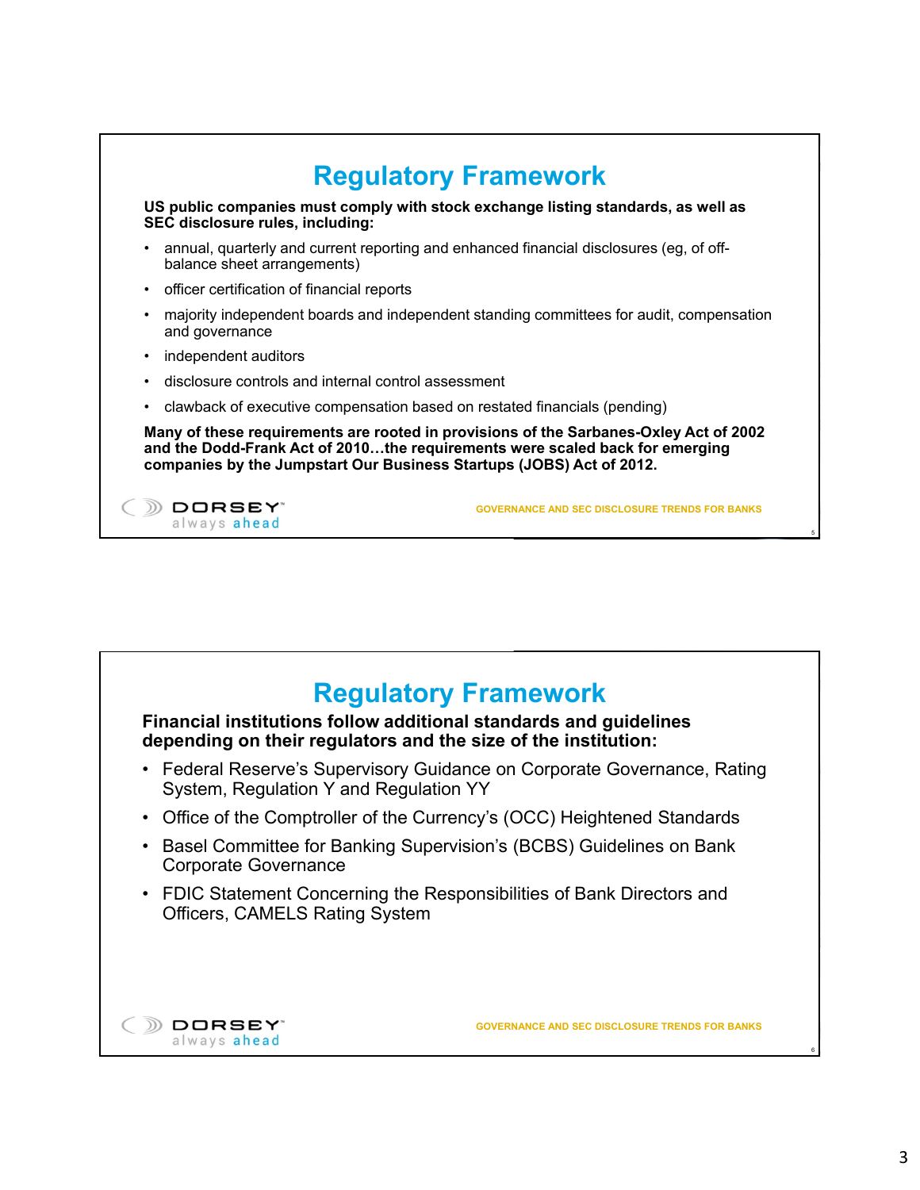## Regulatory Framework

**US public companies must comply with stock exchange listing standards, as well as SEC disclosure rules, including:**

- annual, quarterly and current reporting and enhanced financial disclosures (eg, of off-balance sheet arrangements)
- officer certification of financial reports
- majority independent boards and independent standing committees for audit, compensation and governance
- independent auditors
- disclosure controls and internal control assessment
- clawback of executive compensation based on restated financials (pending)

**Many of these requirements are rooted in provisions of the Sarbanes-Oxley Act of 2002 and the Dodd-Frank Act of 2010…the requirements were scaled back for emerging companies by the Jumpstart Our Business Startups (JOBS) Act of 2012.**

## Regulatory Framework

**Financial institutions follow additional standards and guidelines depending on their regulators and the size of the institution:**

- Federal Reserve's Supervisory Guidance on Corporate Governance, Rating System, Regulation Y and Regulation YY
- Office of the Comptroller of the Currency's (OCC) Heightened Standards
- Basel Committee for Banking Supervision's (BCBS) Guidelines on Bank Corporate Governance
- FDIC Statement Concerning the Responsibilities of Bank Directors and Officers, CAMELS Rating System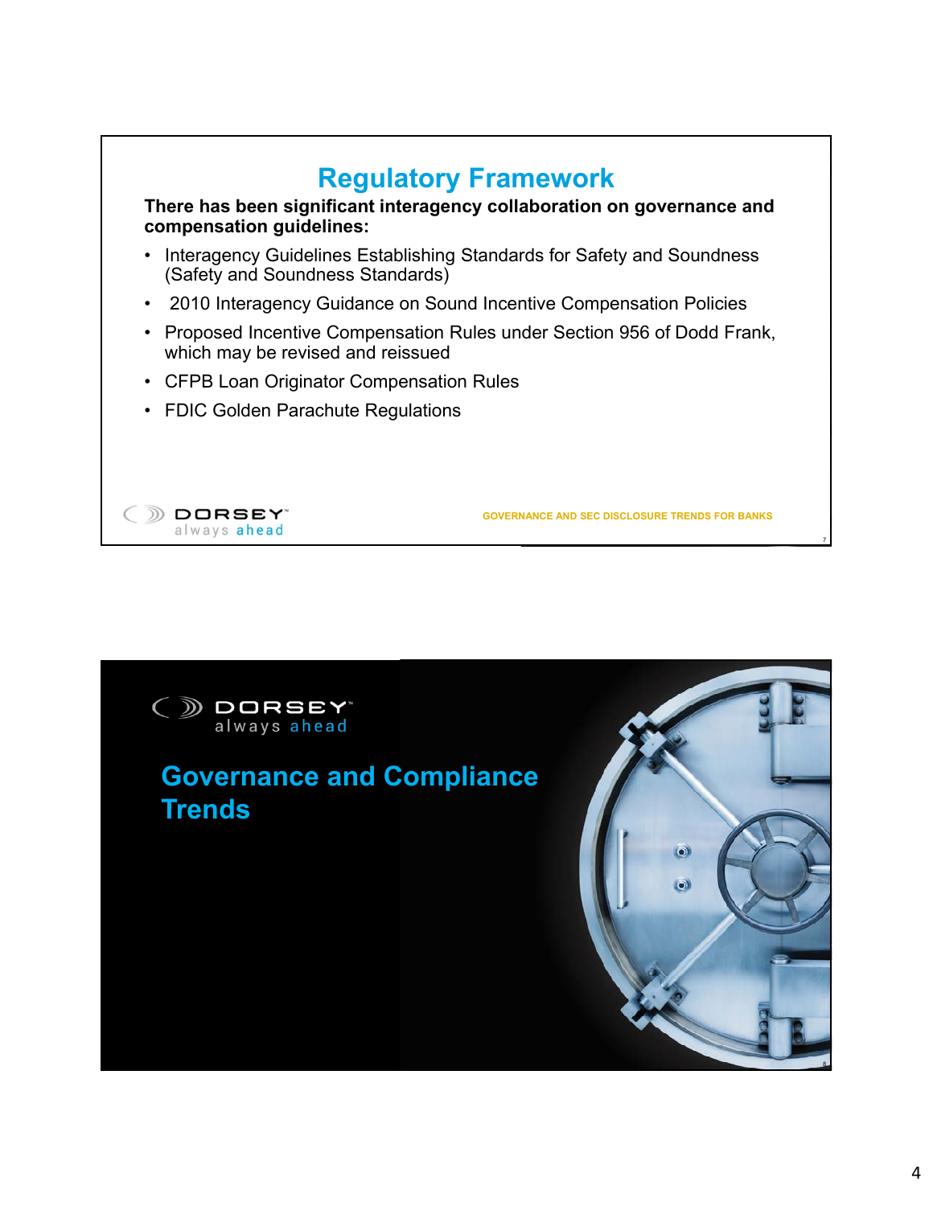# Regulatory Framework

**There has been significant interagency collaboration on governance and compensation guidelines:**

- Interagency Guidelines Establishing Standards for Safety and Soundness (Safety and Soundness Standards)
- 2010 Interagency Guidance on Sound Incentive Compensation Policies
- Proposed Incentive Compensation Rules under Section 956 of Dodd Frank, which may be revised and reissued
- CFPB Loan Originator Compensation Rules
- FDIC Golden Parachute Regulations

DORSEY always ahead

GOVERNANCE AND SEC DISCLOSURE TRENDS FOR BANKS

DORSEY always ahead

# Governance and Compliance Trends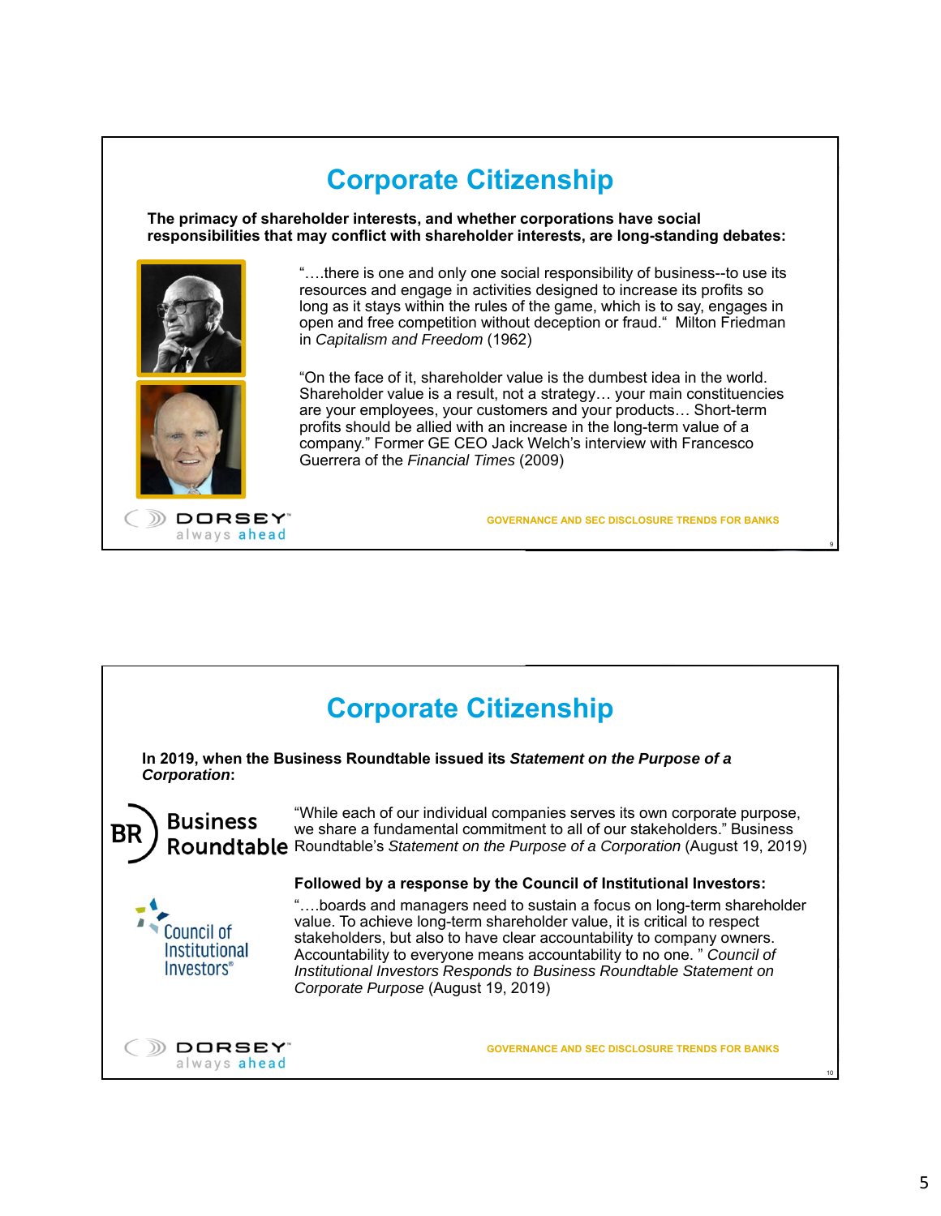## Corporate Citizenship

**The primacy of shareholder interests, and whether corporations have social responsibilities that may conflict with shareholder interests, are long-standing debates:**

"….there is one and only one social responsibility of business--to use its resources and engage in activities designed to increase its profits so long as it stays within the rules of the game, which is to say, engages in open and free competition without deception or fraud." Milton Friedman in *Capitalism and Freedom* (1962)

"On the face of it, shareholder value is the dumbest idea in the world. Shareholder value is a result, not a strategy… your main constituencies are your employees, your customers and your products… Short-term profits should be allied with an increase in the long-term value of a company." Former GE CEO Jack Welch's interview with Francesco Guerrera of the *Financial Times* (2009)

DORSEY always ahead

GOVERNANCE AND SEC DISCLOSURE TRENDS FOR BANKS

## Corporate Citizenship

**In 2019, when the Business Roundtable issued its *Statement on the Purpose of a Corporation*:**

BR Business Roundtable

"While each of our individual companies serves its own corporate purpose, we share a fundamental commitment to all of our stakeholders." Business Roundtable's *Statement on the Purpose of a Corporation* (August 19, 2019)

**Followed by a response by the Council of Institutional Investors:**

Council of Institutional Investors®

"….boards and managers need to sustain a focus on long-term shareholder value. To achieve long-term shareholder value, it is critical to respect stakeholders, but also to have clear accountability to company owners. Accountability to everyone means accountability to no one. " *Council of Institutional Investors Responds to Business Roundtable Statement on Corporate Purpose* (August 19, 2019)

DORSEY always ahead

GOVERNANCE AND SEC DISCLOSURE TRENDS FOR BANKS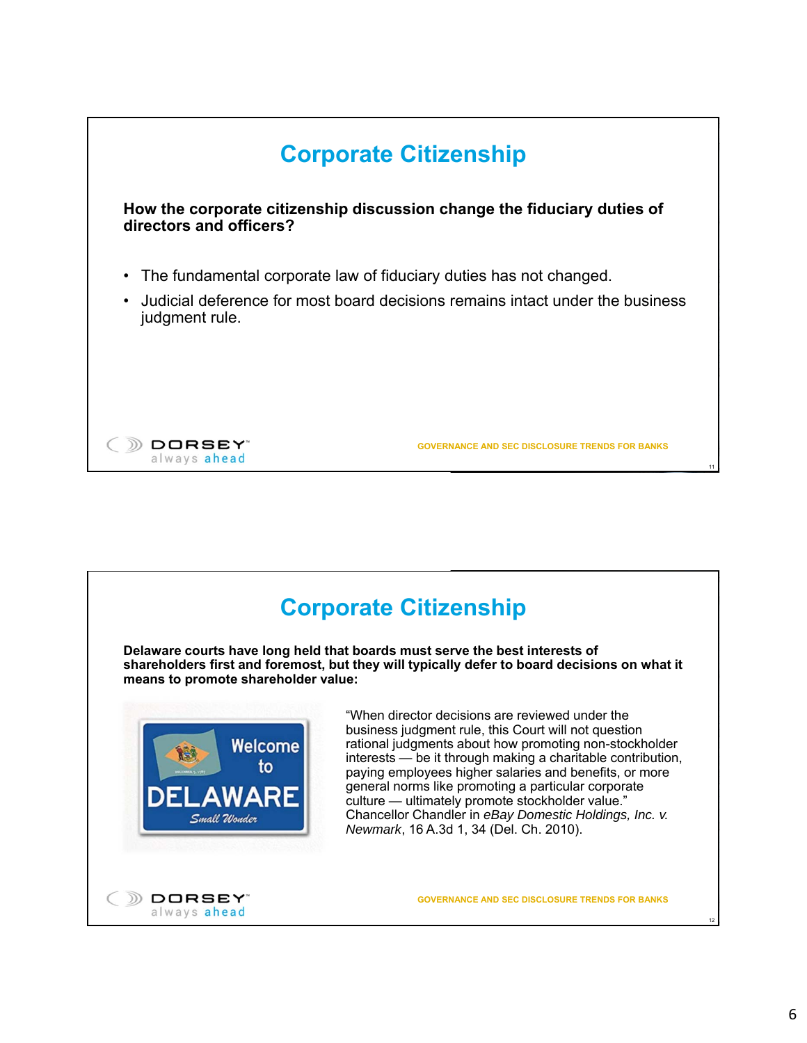# Corporate Citizenship

**How the corporate citizenship discussion change the fiduciary duties of directors and officers?**

- The fundamental corporate law of fiduciary duties has not changed.
- Judicial deference for most board decisions remains intact under the business judgment rule.

# Corporate Citizenship

**Delaware courts have long held that boards must serve the best interests of shareholders first and foremost, but they will typically defer to board decisions on what it means to promote shareholder value:**

"When director decisions are reviewed under the business judgment rule, this Court will not question rational judgments about how promoting non-stockholder interests — be it through making a charitable contribution, paying employees higher salaries and benefits, or more general norms like promoting a particular corporate culture — ultimately promote stockholder value." Chancellor Chandler in *eBay Domestic Holdings, Inc. v. Newmark*, 16 A.3d 1, 34 (Del. Ch. 2010).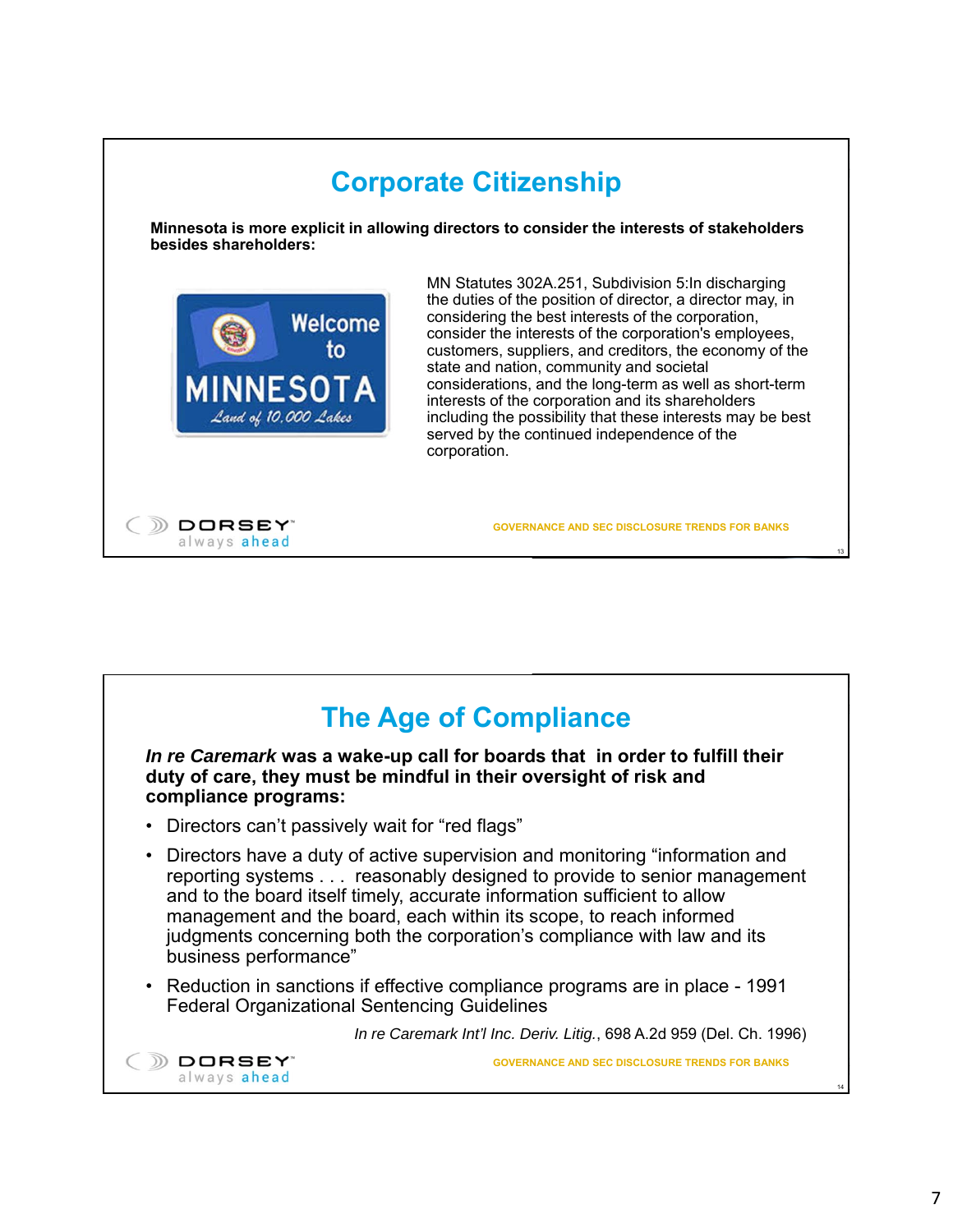## Corporate Citizenship

**Minnesota is more explicit in allowing directors to consider the interests of stakeholders besides shareholders:**

MN Statutes 302A.251, Subdivision 5:In discharging the duties of the position of director, a director may, in considering the best interests of the corporation, consider the interests of the corporation's employees, customers, suppliers, and creditors, the economy of the state and nation, community and societal considerations, and the long-term as well as short-term interests of the corporation and its shareholders including the possibility that these interests may be best served by the continued independence of the corporation.

GOVERNANCE AND SEC DISCLOSURE TRENDS FOR BANKS

## The Age of Compliance

***In re Caremark*** **was a wake-up call for boards that in order to fulfill their duty of care, they must be mindful in their oversight of risk and compliance programs:**

- Directors can't passively wait for "red flags"
- Directors have a duty of active supervision and monitoring "information and reporting systems . . . reasonably designed to provide to senior management and to the board itself timely, accurate information sufficient to allow management and the board, each within its scope, to reach informed judgments concerning both the corporation's compliance with law and its business performance"
- Reduction in sanctions if effective compliance programs are in place - 1991 Federal Organizational Sentencing Guidelines

*In re Caremark Int'l Inc. Deriv. Litig.*, 698 A.2d 959 (Del. Ch. 1996)

GOVERNANCE AND SEC DISCLOSURE TRENDS FOR BANKS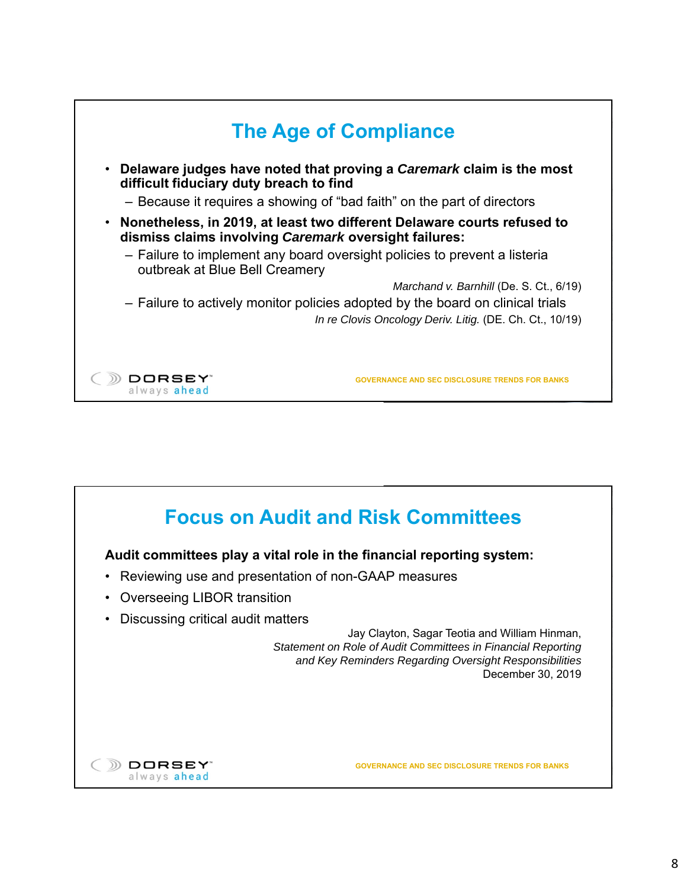## The Age of Compliance

- **Delaware judges have noted that proving a *Caremark* claim is the most difficult fiduciary duty breach to find**
  - Because it requires a showing of "bad faith" on the part of directors
- **Nonetheless, in 2019, at least two different Delaware courts refused to dismiss claims involving *Caremark* oversight failures:**
  - Failure to implement any board oversight policies to prevent a listeria outbreak at Blue Bell Creamery

    *Marchand v. Barnhill* (De. S. Ct., 6/19)
  - Failure to actively monitor policies adopted by the board on clinical trials

    *In re Clovis Oncology Deriv. Litig.* (DE. Ch. Ct., 10/19)

DORSEY always ahead — GOVERNANCE AND SEC DISCLOSURE TRENDS FOR BANKS

## Focus on Audit and Risk Committees

**Audit committees play a vital role in the financial reporting system:**

- Reviewing use and presentation of non-GAAP measures
- Overseeing LIBOR transition
- Discussing critical audit matters

Jay Clayton, Sagar Teotia and William Hinman,
*Statement on Role of Audit Committees in Financial Reporting and Key Reminders Regarding Oversight Responsibilities*
December 30, 2019

DORSEY always ahead — GOVERNANCE AND SEC DISCLOSURE TRENDS FOR BANKS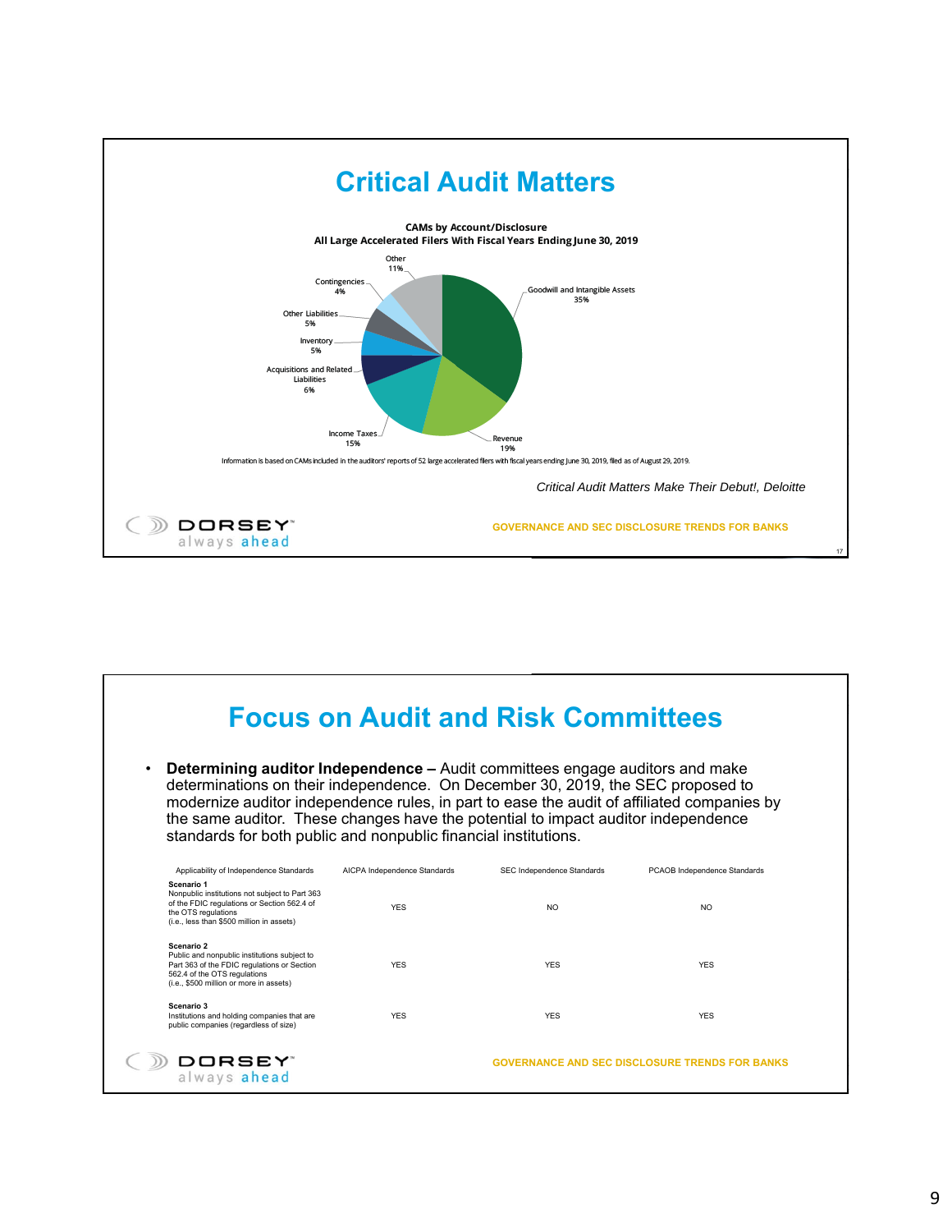# Critical Audit Matters

**CAMs by Account/Disclosure**
**All Large Accelerated Filers With Fiscal Years Ending June 30, 2019**

| Account/Disclosure | Percentage |
|---|---|
| Goodwill and Intangible Assets | 35% |
| Revenue | 19% |
| Income Taxes | 15% |
| Acquisitions and Related Liabilities | 6% |
| Inventory | 5% |
| Other Liabilities | 5% |
| Contingencies | 4% |
| Other | 11% |

Information is based on CAMs included in the auditors' reports of 52 large accelerated filers with fiscal years ending June 30, 2019, filed as of August 29, 2019.

*Critical Audit Matters Make Their Debut!, Deloitte*

GOVERNANCE AND SEC DISCLOSURE TRENDS FOR BANKS

# Focus on Audit and Risk Committees

- **Determining auditor Independence –** Audit committees engage auditors and make determinations on their independence. On December 30, 2019, the SEC proposed to modernize auditor independence rules, in part to ease the audit of affiliated companies by the same auditor. These changes have the potential to impact auditor independence standards for both public and nonpublic financial institutions.

| Applicability of Independence Standards | AICPA Independence Standards | SEC Independence Standards | PCAOB Independence Standards |
|---|---|---|---|
| **Scenario 1** Nonpublic institutions not subject to Part 363 of the FDIC regulations or Section 562.4 of the OTS regulations (i.e., less than $500 million in assets) | YES | NO | NO |
| **Scenario 2** Public and nonpublic institutions subject to Part 363 of the FDIC regulations or Section 562.4 of the OTS regulations (i.e., $500 million or more in assets) | YES | YES | YES |
| **Scenario 3** Institutions and holding companies that are public companies (regardless of size) | YES | YES | YES |

GOVERNANCE AND SEC DISCLOSURE TRENDS FOR BANKS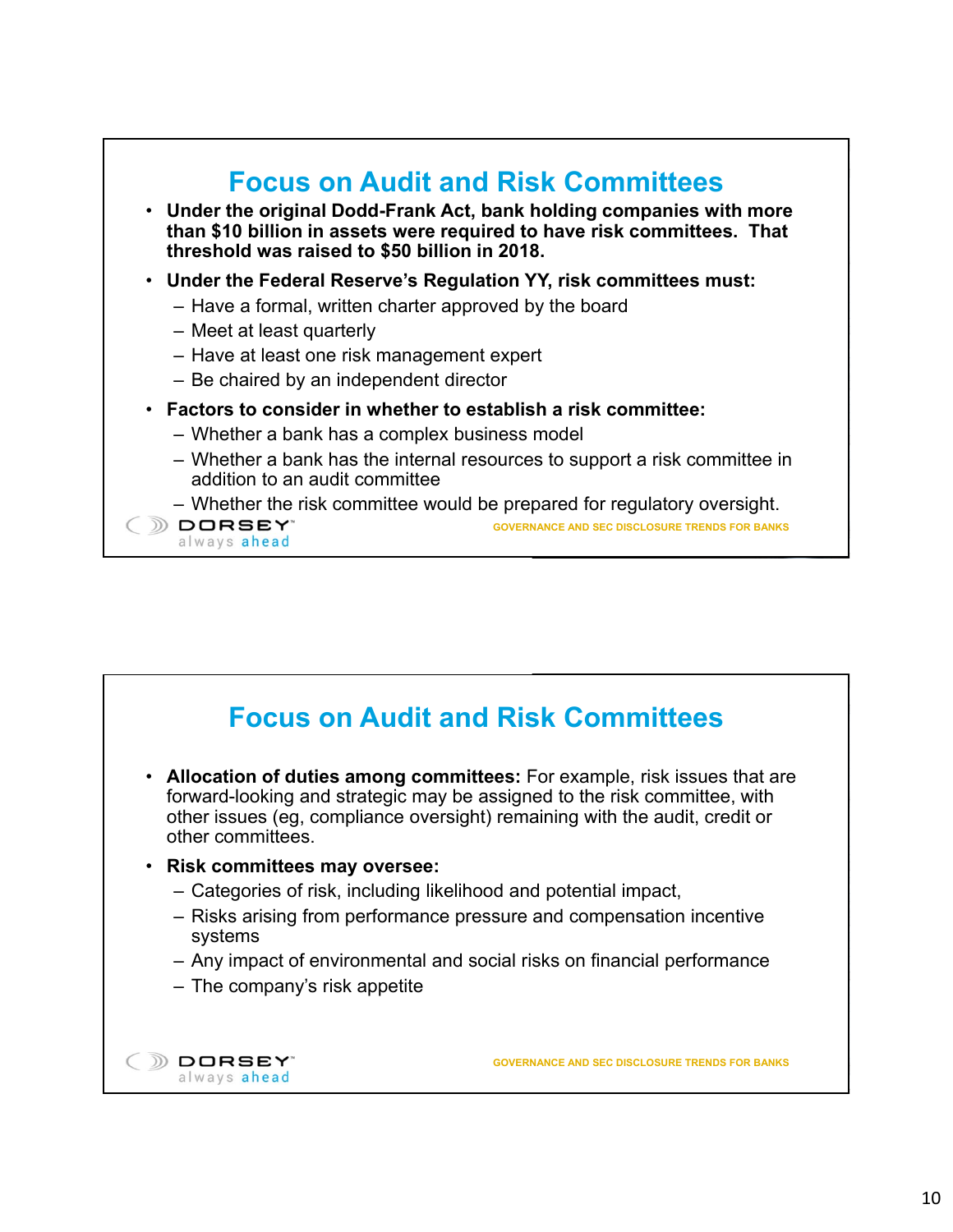## Focus on Audit and Risk Committees

- **Under the original Dodd-Frank Act, bank holding companies with more than $10 billion in assets were required to have risk committees. That threshold was raised to $50 billion in 2018.**
- **Under the Federal Reserve's Regulation YY, risk committees must:**
  - Have a formal, written charter approved by the board
  - Meet at least quarterly
  - Have at least one risk management expert
  - Be chaired by an independent director
- **Factors to consider in whether to establish a risk committee:**
  - Whether a bank has a complex business model
  - Whether a bank has the internal resources to support a risk committee in addition to an audit committee
  - Whether the risk committee would be prepared for regulatory oversight.

## Focus on Audit and Risk Committees

- **Allocation of duties among committees:** For example, risk issues that are forward-looking and strategic may be assigned to the risk committee, with other issues (eg, compliance oversight) remaining with the audit, credit or other committees.
- **Risk committees may oversee:**
  - Categories of risk, including likelihood and potential impact,
  - Risks arising from performance pressure and compensation incentive systems
  - Any impact of environmental and social risks on financial performance
  - The company's risk appetite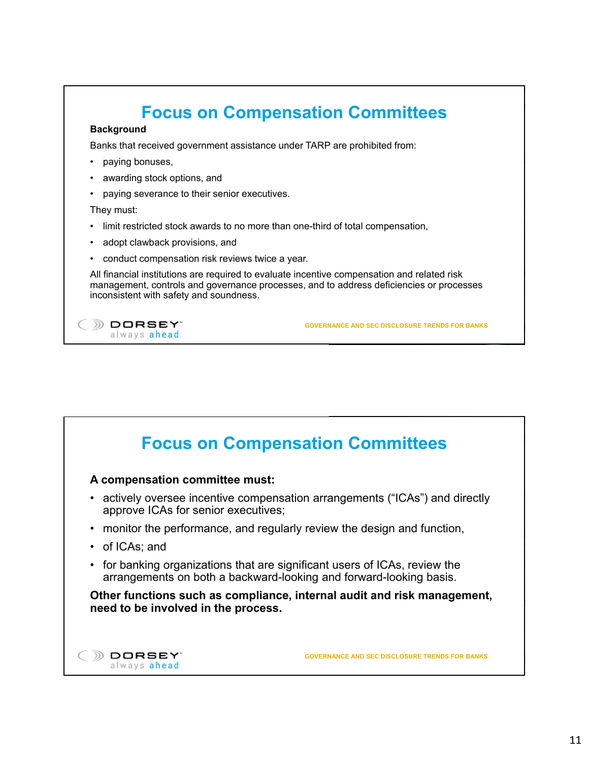## Focus on Compensation Committees

**Background**

Banks that received government assistance under TARP are prohibited from:

- paying bonuses,
- awarding stock options, and
- paying severance to their senior executives.

They must:

- limit restricted stock awards to no more than one-third of total compensation,
- adopt clawback provisions, and
- conduct compensation risk reviews twice a year.

All financial institutions are required to evaluate incentive compensation and related risk management, controls and governance processes, and to address deficiencies or processes inconsistent with safety and soundness.

## Focus on Compensation Committees

**A compensation committee must:**

- actively oversee incentive compensation arrangements ("ICAs") and directly approve ICAs for senior executives;
- monitor the performance, and regularly review the design and function,
- of ICAs; and
- for banking organizations that are significant users of ICAs, review the arrangements on both a backward-looking and forward-looking basis.

**Other functions such as compliance, internal audit and risk management, need to be involved in the process.**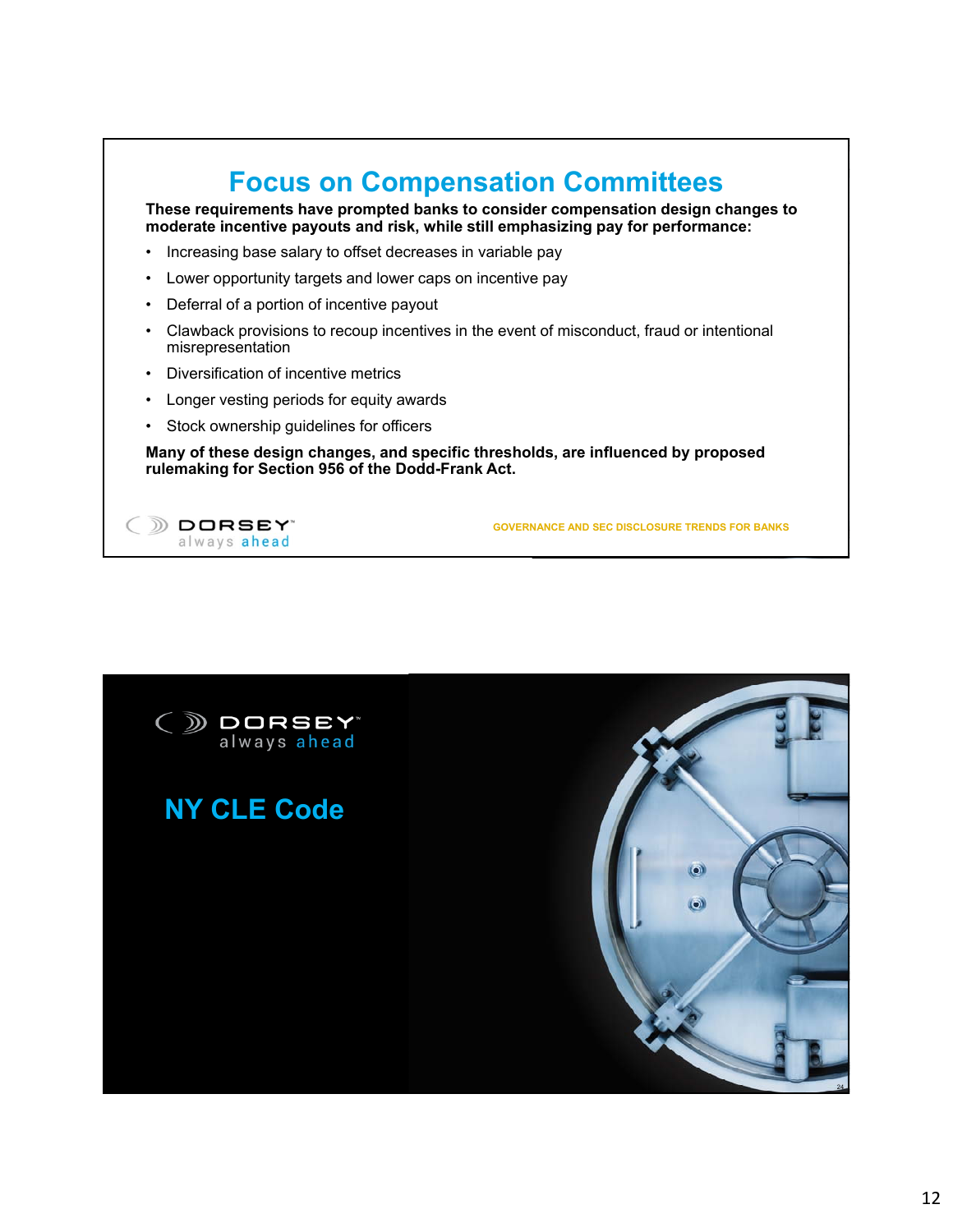# Focus on Compensation Committees

**These requirements have prompted banks to consider compensation design changes to moderate incentive payouts and risk, while still emphasizing pay for performance:**

- Increasing base salary to offset decreases in variable pay
- Lower opportunity targets and lower caps on incentive pay
- Deferral of a portion of incentive payout
- Clawback provisions to recoup incentives in the event of misconduct, fraud or intentional misrepresentation
- Diversification of incentive metrics
- Longer vesting periods for equity awards
- Stock ownership guidelines for officers

**Many of these design changes, and specific thresholds, are influenced by proposed rulemaking for Section 956 of the Dodd-Frank Act.**

DORSEY always ahead

GOVERNANCE AND SEC DISCLOSURE TRENDS FOR BANKS

---

DORSEY always ahead

# NY CLE Code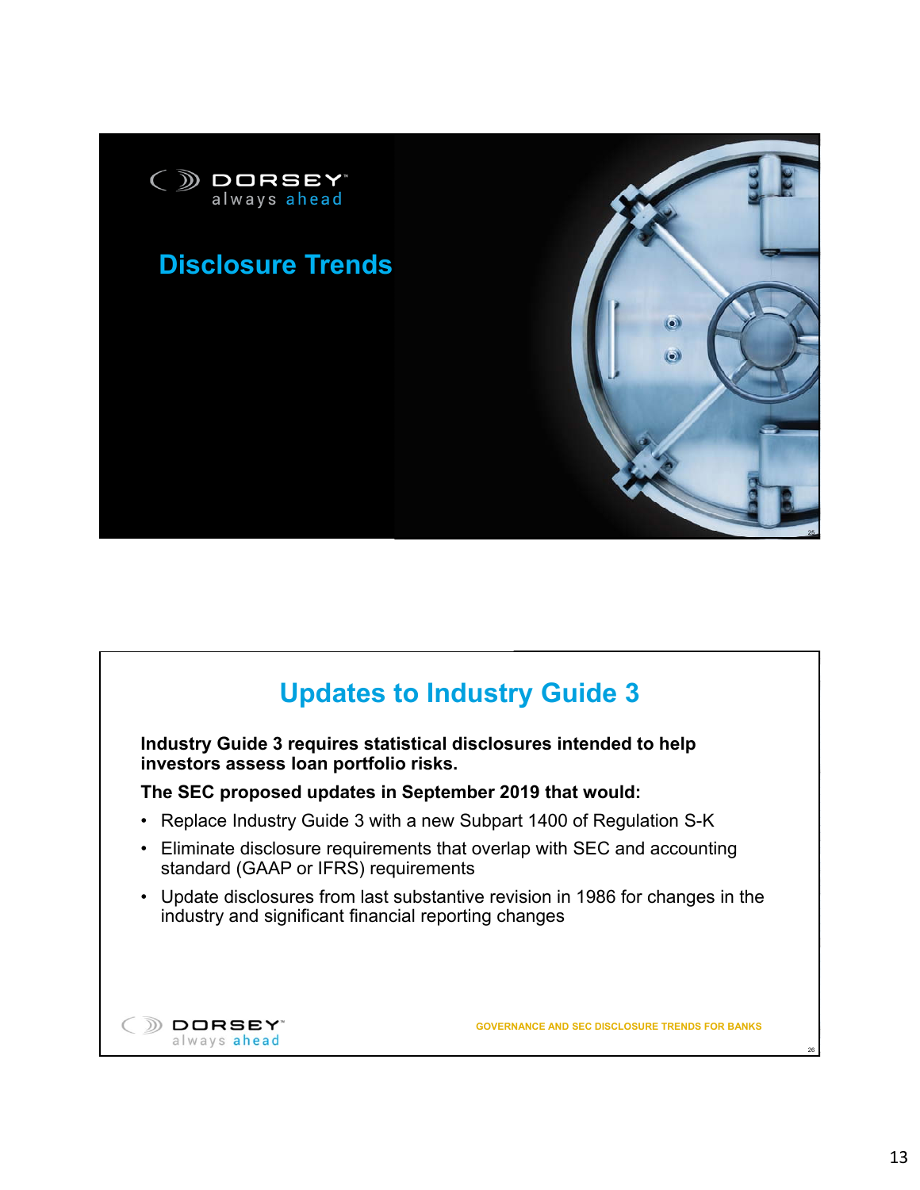# Disclosure Trends

## Updates to Industry Guide 3

**Industry Guide 3 requires statistical disclosures intended to help investors assess loan portfolio risks.**

**The SEC proposed updates in September 2019 that would:**

- Replace Industry Guide 3 with a new Subpart 1400 of Regulation S-K
- Eliminate disclosure requirements that overlap with SEC and accounting standard (GAAP or IFRS) requirements
- Update disclosures from last substantive revision in 1986 for changes in the industry and significant financial reporting changes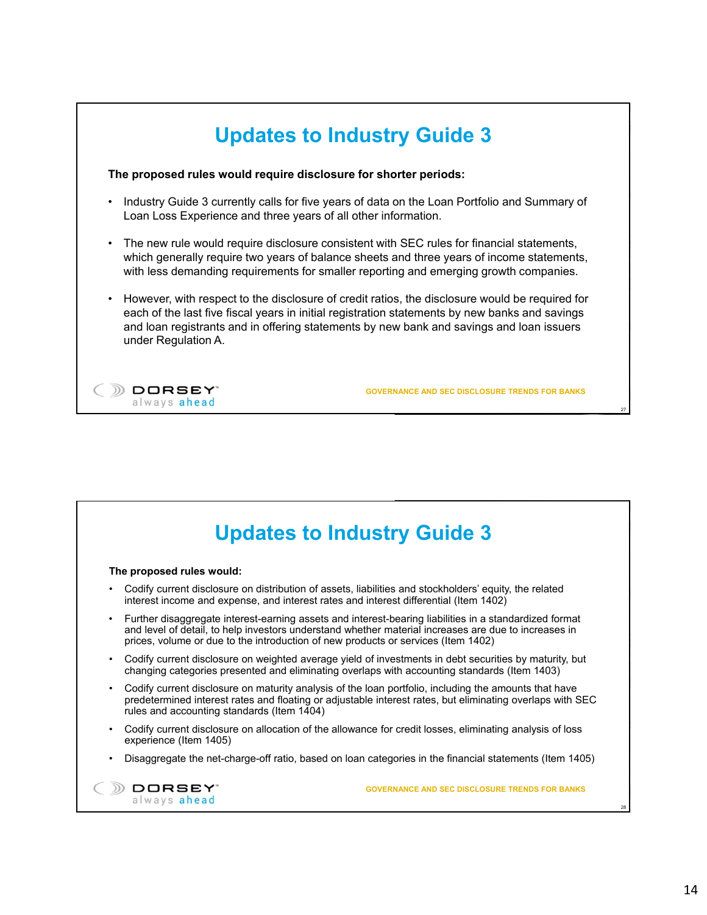# Updates to Industry Guide 3

**The proposed rules would require disclosure for shorter periods:**

- Industry Guide 3 currently calls for five years of data on the Loan Portfolio and Summary of Loan Loss Experience and three years of all other information.
- The new rule would require disclosure consistent with SEC rules for financial statements, which generally require two years of balance sheets and three years of income statements, with less demanding requirements for smaller reporting and emerging growth companies.
- However, with respect to the disclosure of credit ratios, the disclosure would be required for each of the last five fiscal years in initial registration statements by new banks and savings and loan registrants and in offering statements by new bank and savings and loan issuers under Regulation A.

# Updates to Industry Guide 3

**The proposed rules would:**

- Codify current disclosure on distribution of assets, liabilities and stockholders' equity, the related interest income and expense, and interest rates and interest differential (Item 1402)
- Further disaggregate interest-earning assets and interest-bearing liabilities in a standardized format and level of detail, to help investors understand whether material increases are due to increases in prices, volume or due to the introduction of new products or services (Item 1402)
- Codify current disclosure on weighted average yield of investments in debt securities by maturity, but changing categories presented and eliminating overlaps with accounting standards (Item 1403)
- Codify current disclosure on maturity analysis of the loan portfolio, including the amounts that have predetermined interest rates and floating or adjustable interest rates, but eliminating overlaps with SEC rules and accounting standards (Item 1404)
- Codify current disclosure on allocation of the allowance for credit losses, eliminating analysis of loss experience (Item 1405)
- Disaggregate the net-charge-off ratio, based on loan categories in the financial statements (Item 1405)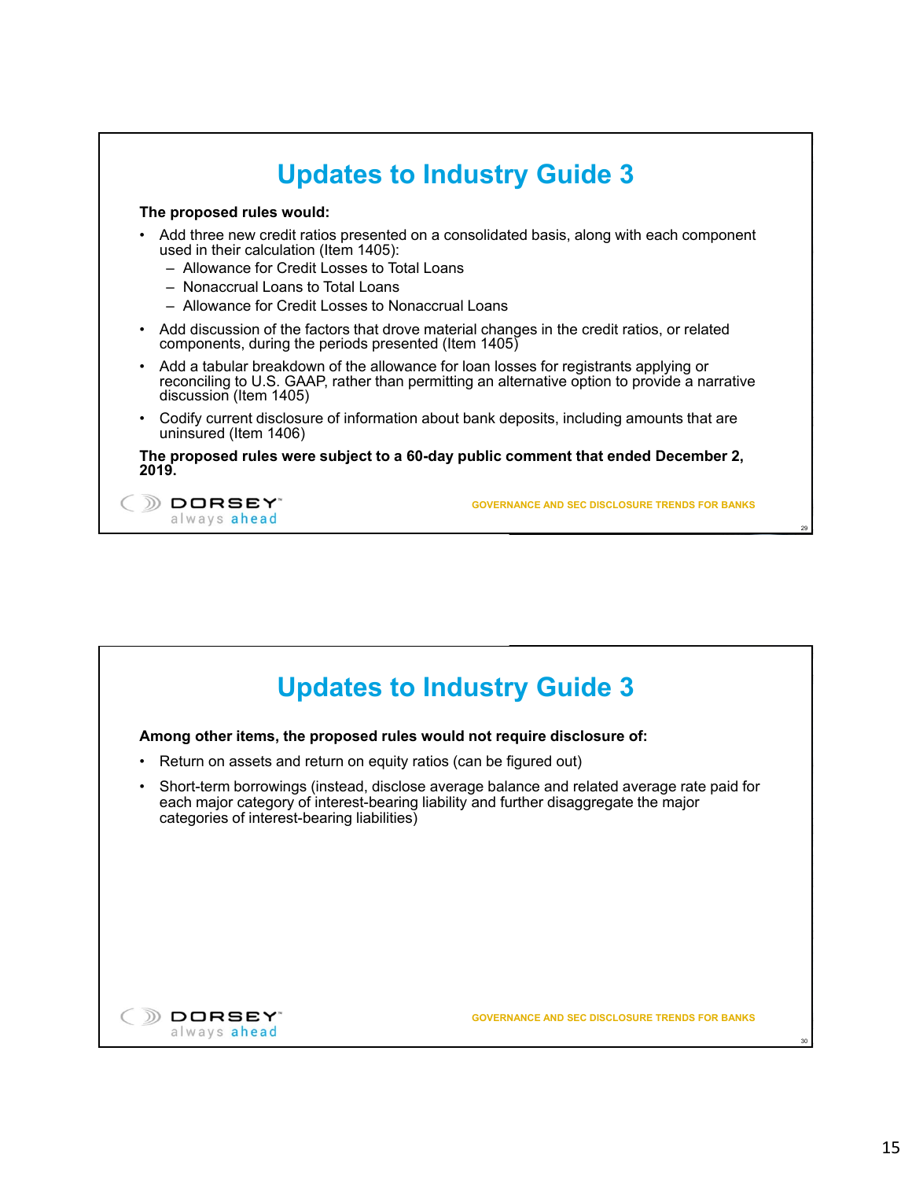# Updates to Industry Guide 3

**The proposed rules would:**

- Add three new credit ratios presented on a consolidated basis, along with each component used in their calculation (Item 1405):
  - Allowance for Credit Losses to Total Loans
  - Nonaccrual Loans to Total Loans
  - Allowance for Credit Losses to Nonaccrual Loans
- Add discussion of the factors that drove material changes in the credit ratios, or related components, during the periods presented (Item 1405)
- Add a tabular breakdown of the allowance for loan losses for registrants applying or reconciling to U.S. GAAP, rather than permitting an alternative option to provide a narrative discussion (Item 1405)
- Codify current disclosure of information about bank deposits, including amounts that are uninsured (Item 1406)

**The proposed rules were subject to a 60-day public comment that ended December 2, 2019.**

# Updates to Industry Guide 3

**Among other items, the proposed rules would not require disclosure of:**

- Return on assets and return on equity ratios (can be figured out)
- Short-term borrowings (instead, disclose average balance and related average rate paid for each major category of interest-bearing liability and further disaggregate the major categories of interest-bearing liabilities)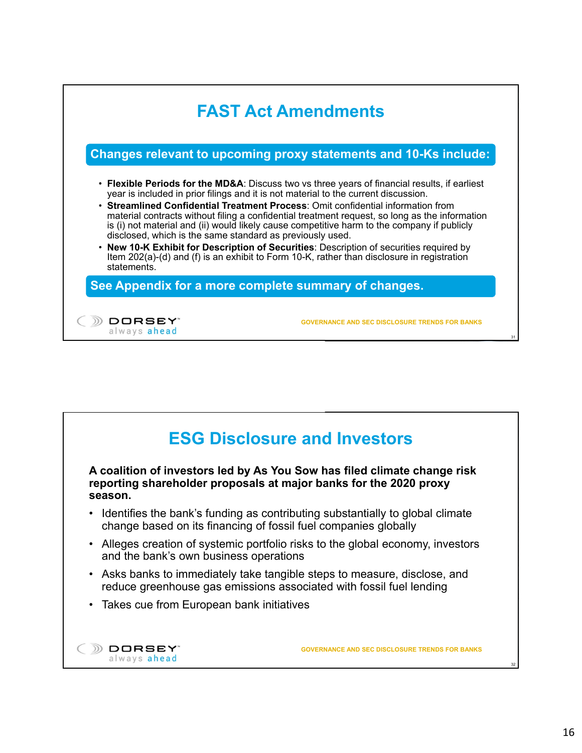## FAST Act Amendments

**Changes relevant to upcoming proxy statements and 10-Ks include:**

- **Flexible Periods for the MD&A**: Discuss two vs three years of financial results, if earliest year is included in prior filings and it is not material to the current discussion.
- **Streamlined Confidential Treatment Process**: Omit confidential information from material contracts without filing a confidential treatment request, so long as the information is (i) not material and (ii) would likely cause competitive harm to the company if publicly disclosed, which is the same standard as previously used.
- **New 10-K Exhibit for Description of Securities**: Description of securities required by Item 202(a)-(d) and (f) is an exhibit to Form 10-K, rather than disclosure in registration statements.

**See Appendix for a more complete summary of changes.**

## ESG Disclosure and Investors

**A coalition of investors led by As You Sow has filed climate change risk reporting shareholder proposals at major banks for the 2020 proxy season.**

- Identifies the bank's funding as contributing substantially to global climate change based on its financing of fossil fuel companies globally
- Alleges creation of systemic portfolio risks to the global economy, investors and the bank's own business operations
- Asks banks to immediately take tangible steps to measure, disclose, and reduce greenhouse gas emissions associated with fossil fuel lending
- Takes cue from European bank initiatives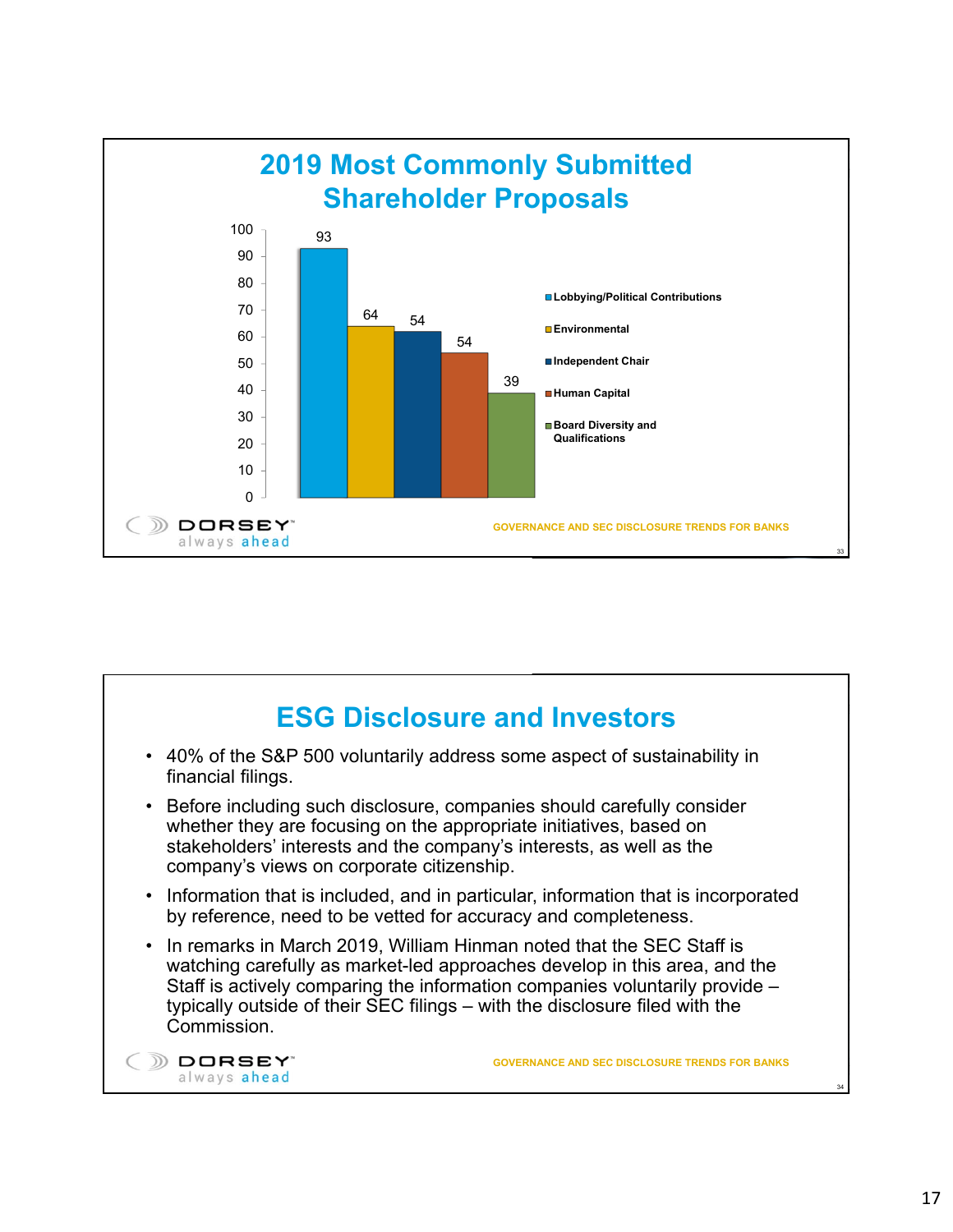## 2019 Most Commonly Submitted Shareholder Proposals

| Proposal | Number |
|---|---|
| Lobbying/Political Contributions | 93 |
| Environmental | 64 |
| Independent Chair | 54 |
| Human Capital | 54 |
| Board Diversity and Qualifications | 39 |

DORSEY always ahead

GOVERNANCE AND SEC DISCLOSURE TRENDS FOR BANKS

## ESG Disclosure and Investors

- 40% of the S&P 500 voluntarily address some aspect of sustainability in financial filings.
- Before including such disclosure, companies should carefully consider whether they are focusing on the appropriate initiatives, based on stakeholders' interests and the company's interests, as well as the company's views on corporate citizenship.
- Information that is included, and in particular, information that is incorporated by reference, need to be vetted for accuracy and completeness.
- In remarks in March 2019, William Hinman noted that the SEC Staff is watching carefully as market-led approaches develop in this area, and the Staff is actively comparing the information companies voluntarily provide – typically outside of their SEC filings – with the disclosure filed with the Commission.

DORSEY always ahead

GOVERNANCE AND SEC DISCLOSURE TRENDS FOR BANKS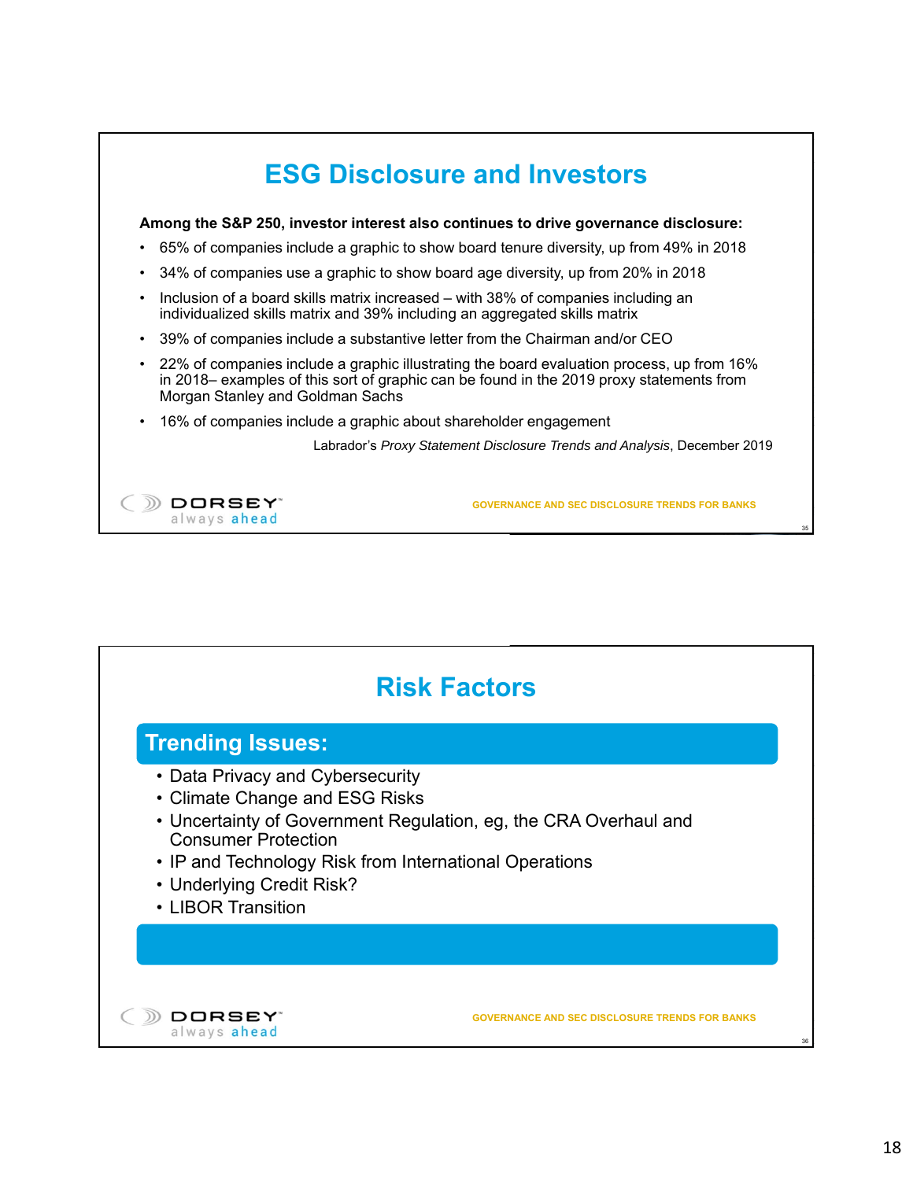## ESG Disclosure and Investors

**Among the S&P 250, investor interest also continues to drive governance disclosure:**

- 65% of companies include a graphic to show board tenure diversity, up from 49% in 2018
- 34% of companies use a graphic to show board age diversity, up from 20% in 2018
- Inclusion of a board skills matrix increased – with 38% of companies including an individualized skills matrix and 39% including an aggregated skills matrix
- 39% of companies include a substantive letter from the Chairman and/or CEO
- 22% of companies include a graphic illustrating the board evaluation process, up from 16% in 2018– examples of this sort of graphic can be found in the 2019 proxy statements from Morgan Stanley and Goldman Sachs
- 16% of companies include a graphic about shareholder engagement

Labrador's *Proxy Statement Disclosure Trends and Analysis*, December 2019

DORSEY always ahead — GOVERNANCE AND SEC DISCLOSURE TRENDS FOR BANKS

## Risk Factors

### Trending Issues:

- Data Privacy and Cybersecurity
- Climate Change and ESG Risks
- Uncertainty of Government Regulation, eg, the CRA Overhaul and Consumer Protection
- IP and Technology Risk from International Operations
- Underlying Credit Risk?
- LIBOR Transition

DORSEY always ahead — GOVERNANCE AND SEC DISCLOSURE TRENDS FOR BANKS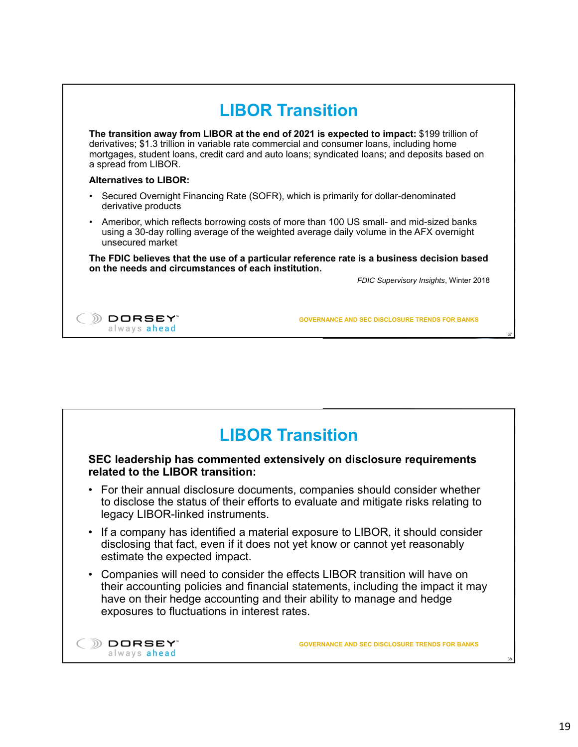## LIBOR Transition

**The transition away from LIBOR at the end of 2021 is expected to impact:** $199 trillion of derivatives; $1.3 trillion in variable rate commercial and consumer loans, including home mortgages, student loans, credit card and auto loans; syndicated loans; and deposits based on a spread from LIBOR.

**Alternatives to LIBOR:**

- Secured Overnight Financing Rate (SOFR), which is primarily for dollar-denominated derivative products
- Ameribor, which reflects borrowing costs of more than 100 US small- and mid-sized banks using a 30-day rolling average of the weighted average daily volume in the AFX overnight unsecured market

**The FDIC believes that the use of a particular reference rate is a business decision based on the needs and circumstances of each institution.**

*FDIC Supervisory Insights*, Winter 2018

## LIBOR Transition

**SEC leadership has commented extensively on disclosure requirements related to the LIBOR transition:**

- For their annual disclosure documents, companies should consider whether to disclose the status of their efforts to evaluate and mitigate risks relating to legacy LIBOR-linked instruments.
- If a company has identified a material exposure to LIBOR, it should consider disclosing that fact, even if it does not yet know or cannot yet reasonably estimate the expected impact.
- Companies will need to consider the effects LIBOR transition will have on their accounting policies and financial statements, including the impact it may have on their hedge accounting and their ability to manage and hedge exposures to fluctuations in interest rates.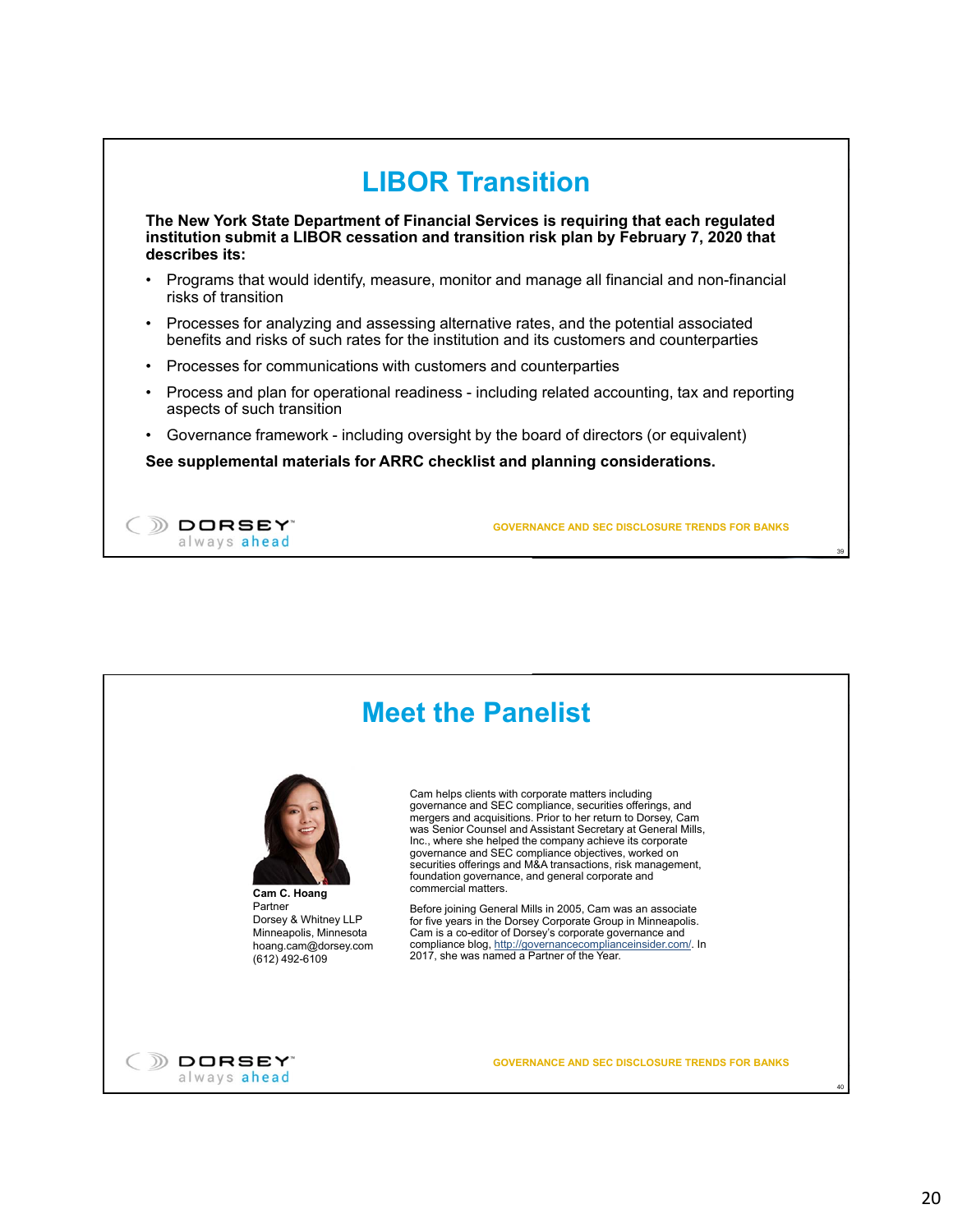# LIBOR Transition

**The New York State Department of Financial Services is requiring that each regulated institution submit a LIBOR cessation and transition risk plan by February 7, 2020 that describes its:**

- Programs that would identify, measure, monitor and manage all financial and non-financial risks of transition
- Processes for analyzing and assessing alternative rates, and the potential associated benefits and risks of such rates for the institution and its customers and counterparties
- Processes for communications with customers and counterparties
- Process and plan for operational readiness - including related accounting, tax and reporting aspects of such transition
- Governance framework - including oversight by the board of directors (or equivalent)

**See supplemental materials for ARRC checklist and planning considerations.**

DORSEY always ahead

GOVERNANCE AND SEC DISCLOSURE TRENDS FOR BANKS

# Meet the Panelist

**Cam C. Hoang**
Partner
Dorsey & Whitney LLP
Minneapolis, Minnesota
hoang.cam@dorsey.com
(612) 492-6109

Cam helps clients with corporate matters including governance and SEC compliance, securities offerings, and mergers and acquisitions. Prior to her return to Dorsey, Cam was Senior Counsel and Assistant Secretary at General Mills, Inc., where she helped the company achieve its corporate governance and SEC compliance objectives, worked on securities offerings and M&A transactions, risk management, foundation governance, and general corporate and commercial matters.

Before joining General Mills in 2005, Cam was an associate for five years in the Dorsey Corporate Group in Minneapolis. Cam is a co-editor of Dorsey's corporate governance and compliance blog, http://governancecomplianceinsider.com/. In 2017, she was named a Partner of the Year.

DORSEY always ahead

GOVERNANCE AND SEC DISCLOSURE TRENDS FOR BANKS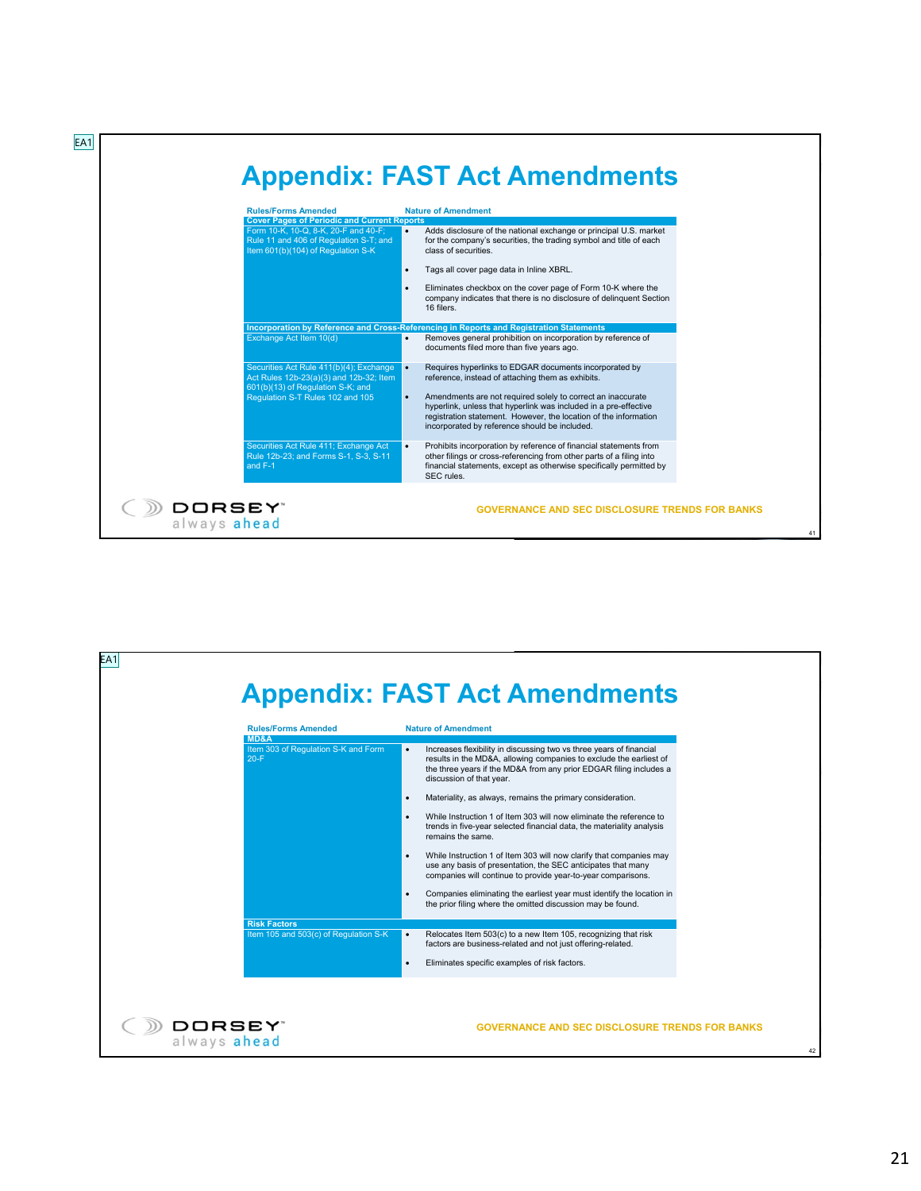# Appendix: FAST Act Amendments

| Rules/Forms Amended | Nature of Amendment |
| --- | --- |
| **Cover Pages of Periodic and Current Reports** | |
| Form 10-K, 10-Q, 8-K, 20-F and 40-F; Rule 11 and 406 of Regulation S-T; and Item 601(b)(104) of Regulation S-K | • Adds disclosure of the national exchange or principal U.S. market for the company's securities, the trading symbol and title of each class of securities.<br>• Tags all cover page data in Inline XBRL.<br>• Eliminates checkbox on the cover page of Form 10-K where the company indicates that there is no disclosure of delinquent Section 16 filers. |
| **Incorporation by Reference and Cross-Referencing in Reports and Registration Statements** | |
| Exchange Act Item 10(d) | • Removes general prohibition on incorporation by reference of documents filed more than five years ago. |
| Securities Act Rule 411(b)(4); Exchange Act Rules 12b-23(a)(3) and 12b-32; Item 601(b)(13) of Regulation S-K; and Regulation S-T Rules 102 and 105 | • Requires hyperlinks to EDGAR documents incorporated by reference, instead of attaching them as exhibits.<br>• Amendments are not required solely to correct an inaccurate hyperlink, unless that hyperlink was included in a pre-effective registration statement. However, the location of the information incorporated by reference should be included. |
| Securities Act Rule 411; Exchange Act Rule 12b-23; and Forms S-1, S-3, S-11 and F-1 | • Prohibits incorporation by reference of financial statements from other filings or cross-referencing from other parts of a filing into financial statements, except as otherwise specifically permitted by SEC rules. |

GOVERNANCE AND SEC DISCLOSURE TRENDS FOR BANKS

# Appendix: FAST Act Amendments

| Rules/Forms Amended | Nature of Amendment |
| --- | --- |
| **MD&A** | |
| Item 303 of Regulation S-K and Form 20-F | • Increases flexibility in discussing two vs three years of financial results in the MD&A, allowing companies to exclude the earliest of the three years if the MD&A from any prior EDGAR filing includes a discussion of that year.<br>• Materiality, as always, remains the primary consideration.<br>• While Instruction 1 of Item 303 will now eliminate the reference to trends in five-year selected financial data, the materiality analysis remains the same.<br>• While Instruction 1 of Item 303 will now clarify that companies may use any basis of presentation, the SEC anticipates that many companies will continue to provide year-to-year comparisons.<br>• Companies eliminating the earliest year must identify the location in the prior filing where the omitted discussion may be found. |
| **Risk Factors** | |
| Item 105 and 503(c) of Regulation S-K | • Relocates Item 503(c) to a new Item 105, recognizing that risk factors are business-related and not just offering-related.<br>• Eliminates specific examples of risk factors. |

GOVERNANCE AND SEC DISCLOSURE TRENDS FOR BANKS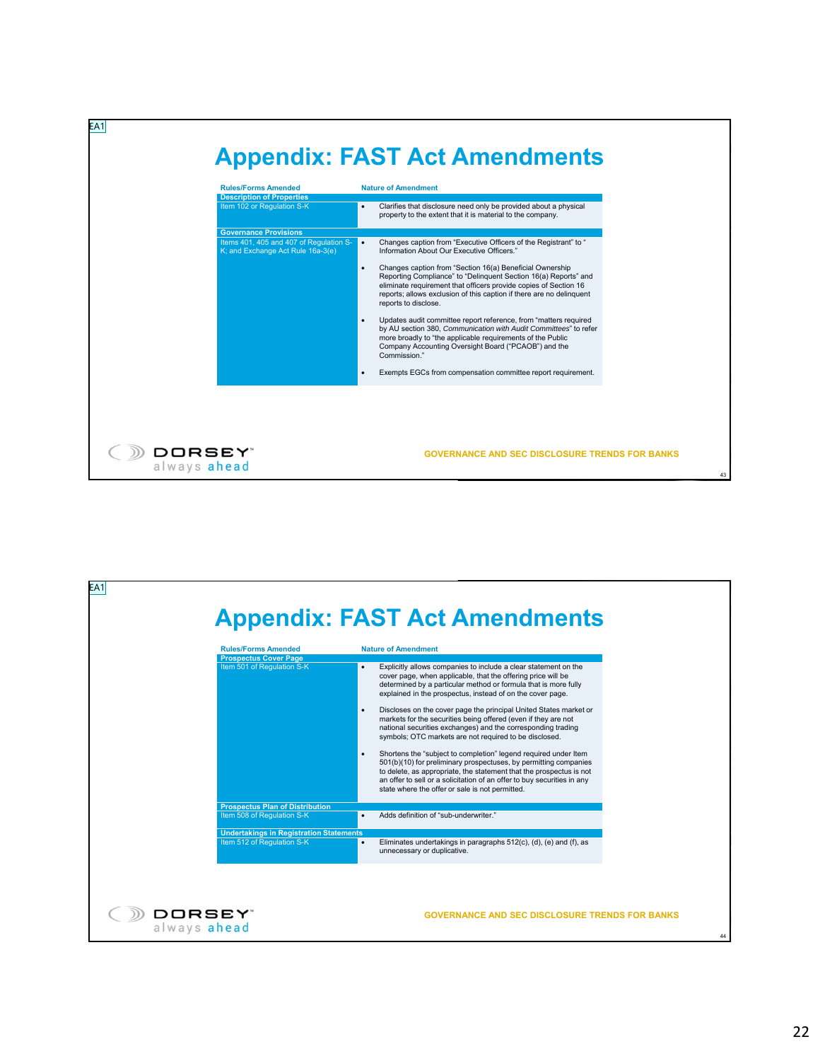# Appendix: FAST Act Amendments

| Rules/Forms Amended | Nature of Amendment |
|---|---|
| **Description of Properties** | |
| Item 102 or Regulation S-K | • Clarifies that disclosure need only be provided about a physical property to the extent that it is material to the company. |
| **Governance Provisions** | |
| Items 401, 405 and 407 of Regulation S-K; and Exchange Act Rule 16a-3(e) | • Changes caption from "Executive Officers of the Registrant" to " Information About Our Executive Officers."<br>• Changes caption from "Section 16(a) Beneficial Ownership Reporting Compliance" to "Delinquent Section 16(a) Reports" and eliminate requirement that officers provide copies of Section 16 reports; allows exclusion of this caption if there are no delinquent reports to disclose.<br>• Updates audit committee report reference, from "matters required by AU section 380, *Communication with Audit Committees*" to refer more broadly to "the applicable requirements of the Public Company Accounting Oversight Board ("PCAOB") and the Commission."<br>• Exempts EGCs from compensation committee report requirement. |

GOVERNANCE AND SEC DISCLOSURE TRENDS FOR BANKS

# Appendix: FAST Act Amendments

| Rules/Forms Amended | Nature of Amendment |
|---|---|
| **Prospectus Cover Page** | |
| Item 501 of Regulation S-K | • Explicitly allows companies to include a clear statement on the cover page, when applicable, that the offering price will be determined by a particular method or formula that is more fully explained in the prospectus, instead of on the cover page.<br>• Discloses on the cover page the principal United States market or markets for the securities being offered (even if they are not national securities exchanges) and the corresponding trading symbols; OTC markets are not required to be disclosed.<br>• Shortens the "subject to completion" legend required under Item 501(b)(10) for preliminary prospectuses, by permitting companies to delete, as appropriate, the statement that the prospectus is not an offer to sell or a solicitation of an offer to buy securities in any state where the offer or sale is not permitted. |
| **Prospectus Plan of Distribution** | |
| Item 508 of Regulation S-K | • Adds definition of "sub-underwriter." |
| **Undertakings in Registration Statements** | |
| Item 512 of Regulation S-K | • Eliminates undertakings in paragraphs 512(c), (d), (e) and (f), as unnecessary or duplicative. |

GOVERNANCE AND SEC DISCLOSURE TRENDS FOR BANKS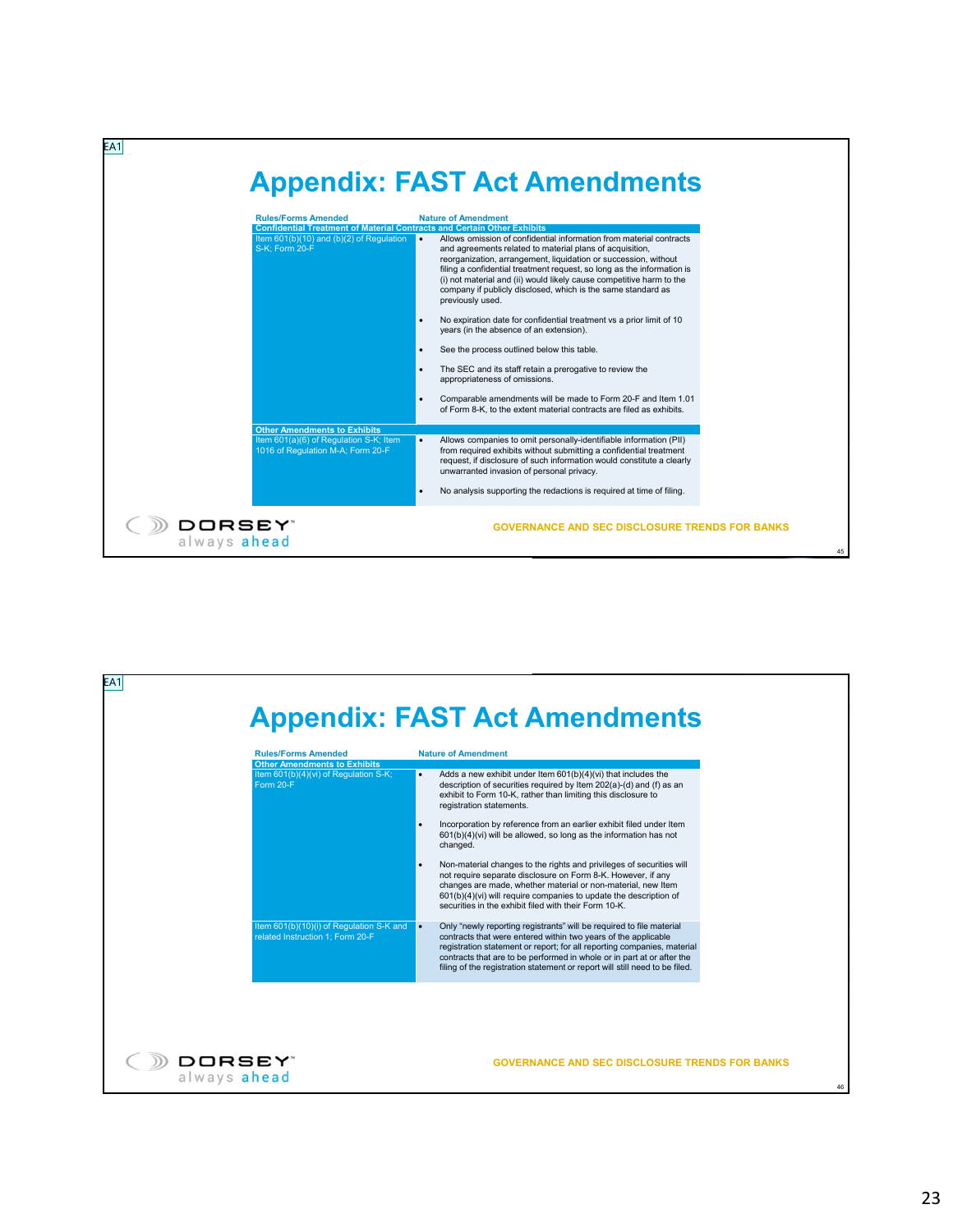## Appendix: FAST Act Amendments

| Rules/Forms Amended | Nature of Amendment |
|---|---|
| **Confidential Treatment of Material Contracts and Certain Other Exhibits** | |
| Item 601(b)(10) and (b)(2) of Regulation S-K; Form 20-F | • Allows omission of confidential information from material contracts and agreements related to material plans of acquisition, reorganization, arrangement, liquidation or succession, without filing a confidential treatment request, so long as the information is (i) not material and (ii) would likely cause competitive harm to the company if publicly disclosed, which is the same standard as previously used.<br>• No expiration date for confidential treatment vs a prior limit of 10 years (in the absence of an extension).<br>• See the process outlined below this table.<br>• The SEC and its staff retain a prerogative to review the appropriateness of omissions.<br>• Comparable amendments will be made to Form 20-F and Item 1.01 of Form 8-K, to the extent material contracts are filed as exhibits. |
| **Other Amendments to Exhibits** | |
| Item 601(a)(6) of Regulation S-K; Item 1016 of Regulation M-A; Form 20-F | • Allows companies to omit personally-identifiable information (PII) from required exhibits without submitting a confidential treatment request, if disclosure of such information would constitute a clearly unwarranted invasion of personal privacy.<br>• No analysis supporting the redactions is required at time of filing. |

GOVERNANCE AND SEC DISCLOSURE TRENDS FOR BANKS

## Appendix: FAST Act Amendments

| Rules/Forms Amended | Nature of Amendment |
|---|---|
| **Other Amendments to Exhibits** | |
| Item 601(b)(4)(vi) of Regulation S-K; Form 20-F | • Adds a new exhibit under Item 601(b)(4)(vi) that includes the description of securities required by Item 202(a)-(d) and (f) as an exhibit to Form 10-K, rather than limiting this disclosure to registration statements.<br>• Incorporation by reference from an earlier exhibit filed under Item 601(b)(4)(vi) will be allowed, so long as the information has not changed.<br>• Non-material changes to the rights and privileges of securities will not require separate disclosure on Form 8-K. However, if any changes are made, whether material or non-material, new Item 601(b)(4)(vi) will require companies to update the description of securities in the exhibit filed with their Form 10-K. |
| Item 601(b)(10)(i) of Regulation S-K and related Instruction 1; Form 20-F | • Only "newly reporting registrants" will be required to file material contracts that were entered within two years of the applicable registration statement or report; for all reporting companies, material contracts that are to be performed in whole or in part at or after the filing of the registration statement or report will still need to be filed. |

GOVERNANCE AND SEC DISCLOSURE TRENDS FOR BANKS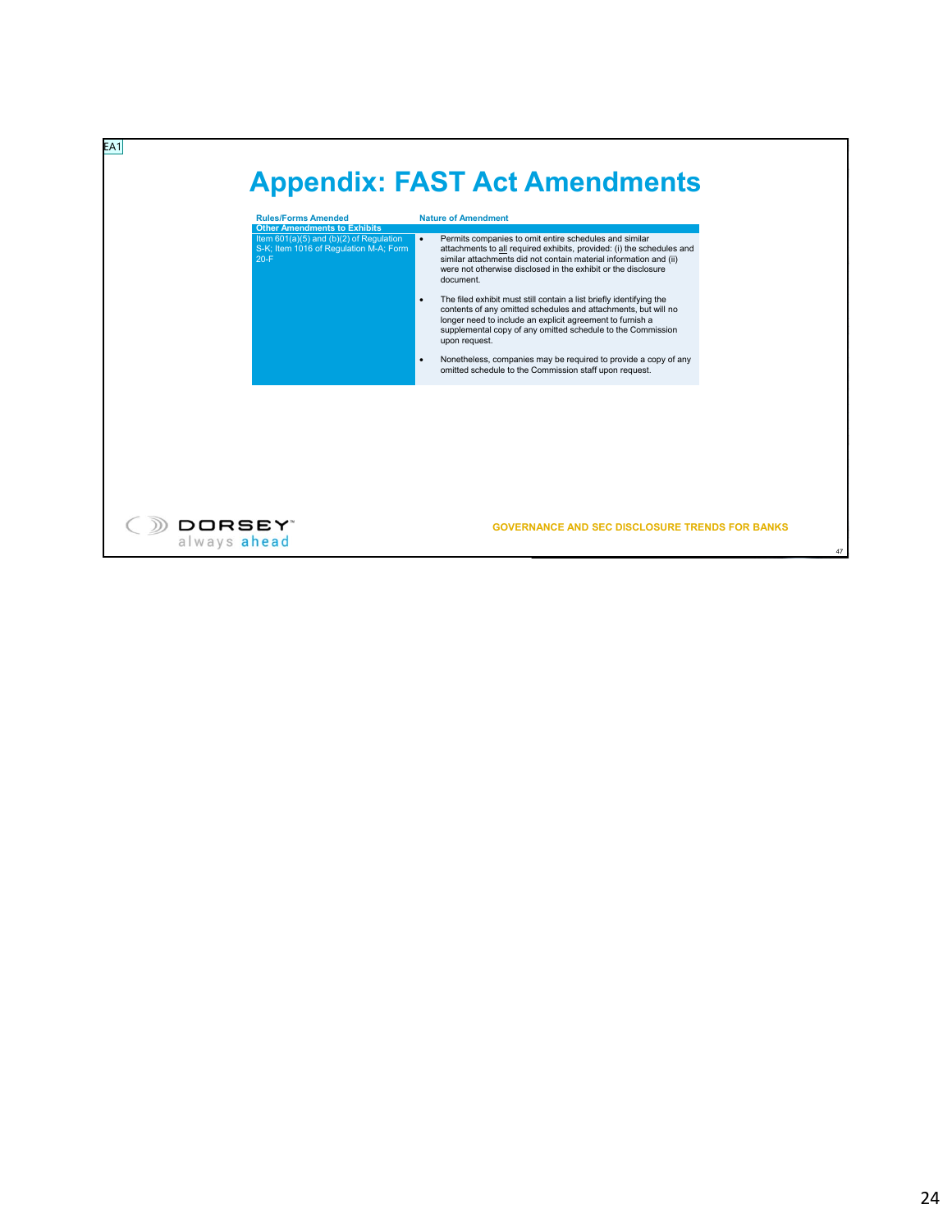# Appendix: FAST Act Amendments

| Rules/Forms Amended | Nature of Amendment |
| --- | --- |
| **Other Amendments to Exhibits** | |
| Item 601(a)(5) and (b)(2) of Regulation S-K; Item 1016 of Regulation M-A; Form 20-F | • Permits companies to omit entire schedules and similar attachments to all required exhibits, provided: (i) the schedules and similar attachments did not contain material information and (ii) were not otherwise disclosed in the exhibit or the disclosure document.<br><br>• The filed exhibit must still contain a list briefly identifying the contents of any omitted schedules and attachments, but will no longer need to include an explicit agreement to furnish a supplemental copy of any omitted schedule to the Commission upon request.<br><br>• Nonetheless, companies may be required to provide a copy of any omitted schedule to the Commission staff upon request. |

DORSEY™
always ahead

GOVERNANCE AND SEC DISCLOSURE TRENDS FOR BANKS